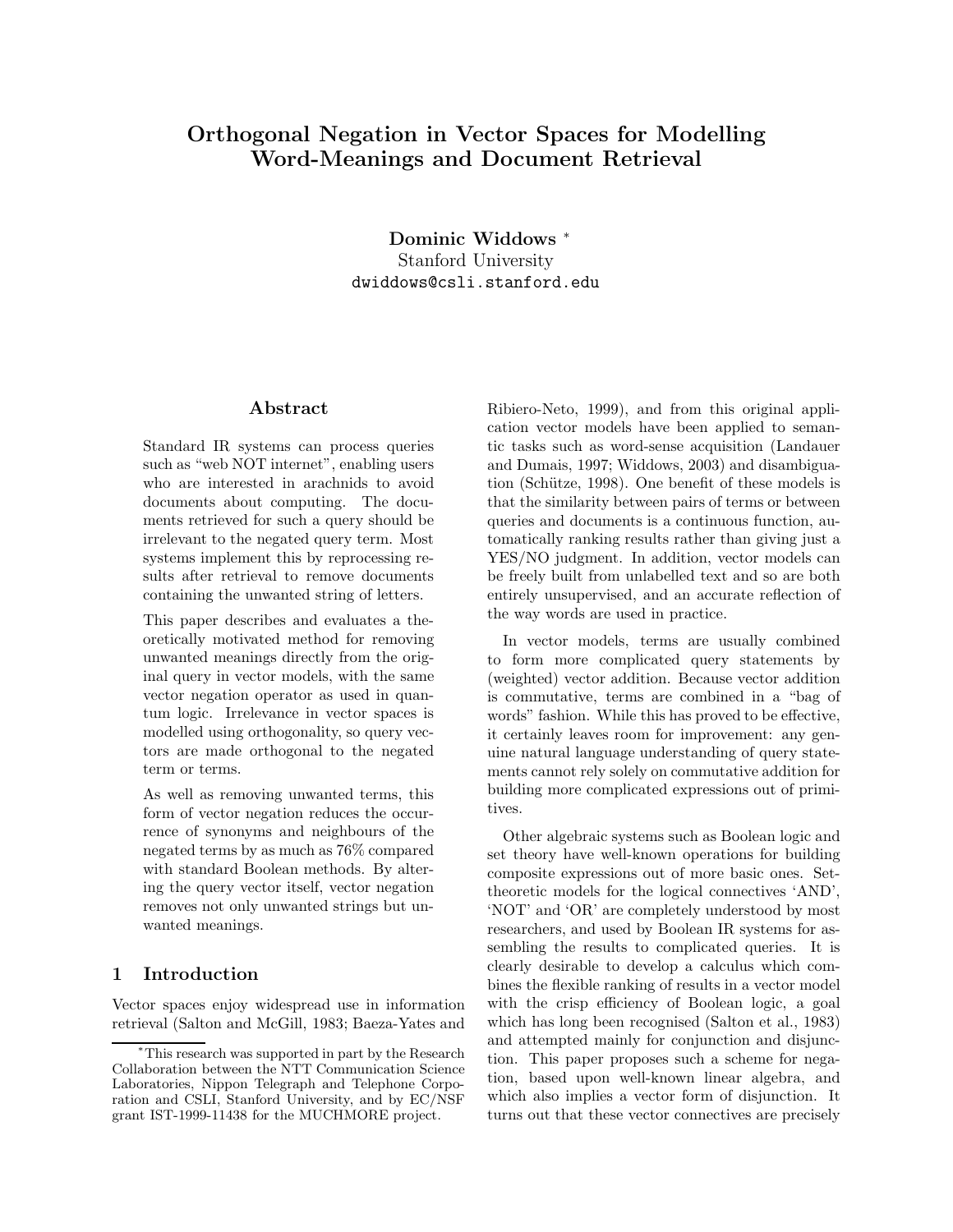# Orthogonal Negation in Vector Spaces for Modelling Word-Meanings and Document Retrieval

**Dominic Widdows** *

Stanford University

dwiddows@csli.stanford.edu

## Abstract

Standard IR systems can process queries such as "web NOT internet", enabling users who are interested in arachnids to avoid documents about computing. The documents retrieved for such a query should be irrelevant to the negated query term. Most systems implement this by reprocessing results after retrieval to remove documents containing the unwanted string of letters.

This paper describes and evaluates a theoretically motivated method for removing unwanted meanings directly from the original query in vector models, with the same vector negation operator as used in quantum logic. Irrelevance in vector spaces is modelled using orthogonality, so query vectors are made orthogonal to the negated term or terms.

As well as removing unwanted terms, this form of vector negation reduces the occurrence of synonyms and neighbours of the negated terms by as much as 76% compared with standard Boolean methods. By altering the query vector itself, vector negation removes not only unwanted strings but unwanted meanings.

## 1 Introduction

Vector spaces enjoy widespread use in information retrieval (Salton and McGill, 1983; Baeza-Yates and Ribiero-Neto, 1999), and from this original application vector models have been applied to semantic tasks such as word-sense acquisition (Landauer and Dumais, 1997; Widdows, 2003) and disambiguation (Schütze, 1998). One benefit of these models is that the similarity between pairs of terms or between queries and documents is a continuous function, automatically ranking results rather than giving just a YES/NO judgment. In addition, vector models can be freely built from unlabelled text and so are both entirely unsupervised, and an accurate reflection of the way words are used in practice.

In vector models, terms are usually combined to form more complicated query statements by (weighted) vector addition. Because vector addition is commutative, terms are combined in a "bag of words" fashion. While this has proved to be effective, it certainly leaves room for improvement: any genuine natural language understanding of query statements cannot rely solely on commutative addition for building more complicated expressions out of primitives.

Other algebraic systems such as Boolean logic and set theory have well-known operations for building composite expressions out of more basic ones. Set-theoretic models for the logical connectives 'AND', 'NOT' and 'OR' are completely understood by most researchers, and used by Boolean IR systems for assembling the results to complicated queries. It is clearly desirable to develop a calculus which combines the flexible ranking of results in a vector model with the crisp efficiency of Boolean logic, a goal which has long been recognised (Salton et al., 1983) and attempted mainly for conjunction and disjunction. This paper proposes such a scheme for negation, based upon well-known linear algebra, and which also implies a vector form of disjunction. It turns out that these vector connectives are precisely

*This research was supported in part by the Research Collaboration between the NTT Communication Science Laboratories, Nippon Telegraph and Telephone Corporation and CSLI, Stanford University, and by EC/NSF grant IST-1999-11438 for the MUCHMORE project.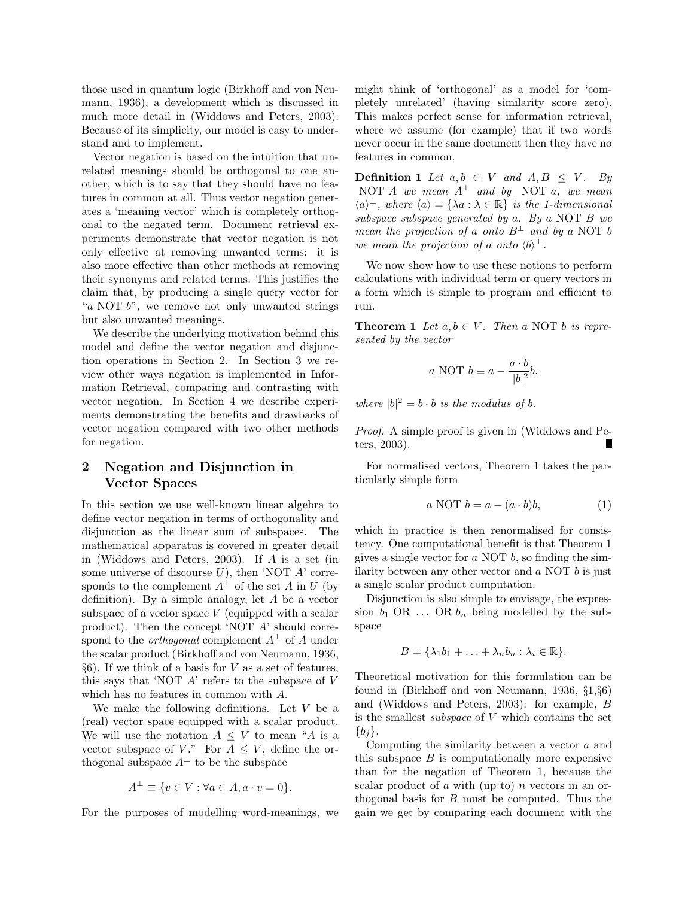those used in quantum logic (Birkhoff and von Neumann, 1936), a development which is discussed in much more detail in (Widdows and Peters, 2003). Because of its simplicity, our model is easy to understand and to implement.

Vector negation is based on the intuition that unrelated meanings should be orthogonal to one another, which is to say that they should have no features in common at all. Thus vector negation generates a 'meaning vector' which is completely orthogonal to the negated term. Document retrieval experiments demonstrate that vector negation is not only effective at removing unwanted terms: it is also more effective than other methods at removing their synonyms and related terms. This justifies the claim that, by producing a single query vector for "$a$ NOT $b$", we remove not only unwanted strings but also unwanted meanings.

We describe the underlying motivation behind this model and define the vector negation and disjunction operations in Section 2. In Section 3 we review other ways negation is implemented in Information Retrieval, comparing and contrasting with vector negation. In Section 4 we describe experiments demonstrating the benefits and drawbacks of vector negation compared with two other methods for negation.

## 2 Negation and Disjunction in Vector Spaces

In this section we use well-known linear algebra to define vector negation in terms of orthogonality and disjunction as the linear sum of subspaces. The mathematical apparatus is covered in greater detail in (Widdows and Peters, 2003). If $A$ is a set (in some universe of discourse $U$), then 'NOT $A$' corresponds to the complement $A^\perp$ of the set $A$ in $U$ (by definition). By a simple analogy, let $A$ be a vector subspace of a vector space $V$ (equipped with a scalar product). Then the concept 'NOT $A$' should correspond to the *orthogonal* complement $A^\perp$ of $A$ under the scalar product (Birkhoff and von Neumann, 1936, §6). If we think of a basis for $V$ as a set of features, this says that 'NOT $A$' refers to the subspace of $V$ which has no features in common with $A$.

We make the following definitions. Let $V$ be a (real) vector space equipped with a scalar product. We will use the notation $A \leq V$ to mean "$A$ is a vector subspace of $V$." For $A \leq V$, define the orthogonal subspace $A^\perp$ to be the subspace

$$A^\perp \equiv \{v \in V : \forall a \in A, a \cdot v = 0\}.$$

For the purposes of modelling word-meanings, we might think of 'orthogonal' as a model for 'completely unrelated' (having similarity score zero). This makes perfect sense for information retrieval, where we assume (for example) that if two words never occur in the same document then they have no features in common.

**Definition 1** *Let $a, b \in V$ and $A, B \leq V$. By NOT $A$ we mean $A^\perp$ and by NOT $a$, we mean $\langle a \rangle^\perp$, where $\langle a \rangle = \{\lambda a : \lambda \in \mathbb{R}\}$ is the 1-dimensional subspace subspace generated by $a$. By $a$ NOT $B$ we mean the projection of $a$ onto $B^\perp$ and by $a$ NOT $b$ we mean the projection of $a$ onto $\langle b \rangle^\perp$.*

We now show how to use these notions to perform calculations with individual term or query vectors in a form which is simple to program and efficient to run.

**Theorem 1** *Let $a, b \in V$. Then $a$ NOT $b$ is represented by the vector*

$$a \text{ NOT } b \equiv a - \frac{a \cdot b}{|b|^2} b.$$

*where $|b|^2 = b \cdot b$ is the modulus of $b$.*

*Proof.* A simple proof is given in (Widdows and Peters, 2003). ∎

For normalised vectors, Theorem 1 takes the particularly simple form

$$a \text{ NOT } b = a - (a \cdot b)b, \tag{1}$$

which in practice is then renormalised for consistency. One computational benefit is that Theorem 1 gives a single vector for $a$ NOT $b$, so finding the similarity between any other vector and $a$ NOT $b$ is just a single scalar product computation.

Disjunction is also simple to envisage, the expression $b_1$ OR ... OR $b_n$ being modelled by the subspace

$$B = \{\lambda_1 b_1 + \ldots + \lambda_n b_n : \lambda_i \in \mathbb{R}\}.$$

Theoretical motivation for this formulation can be found in (Birkhoff and von Neumann, 1936, §1,§6) and (Widdows and Peters, 2003): for example, $B$ is the smallest *subspace* of $V$ which contains the set $\{b_j\}$.

Computing the similarity between a vector $a$ and this subspace $B$ is computationally more expensive than for the negation of Theorem 1, because the scalar product of $a$ with (up to) $n$ vectors in an orthogonal basis for $B$ must be computed. Thus the gain we get by comparing each document with the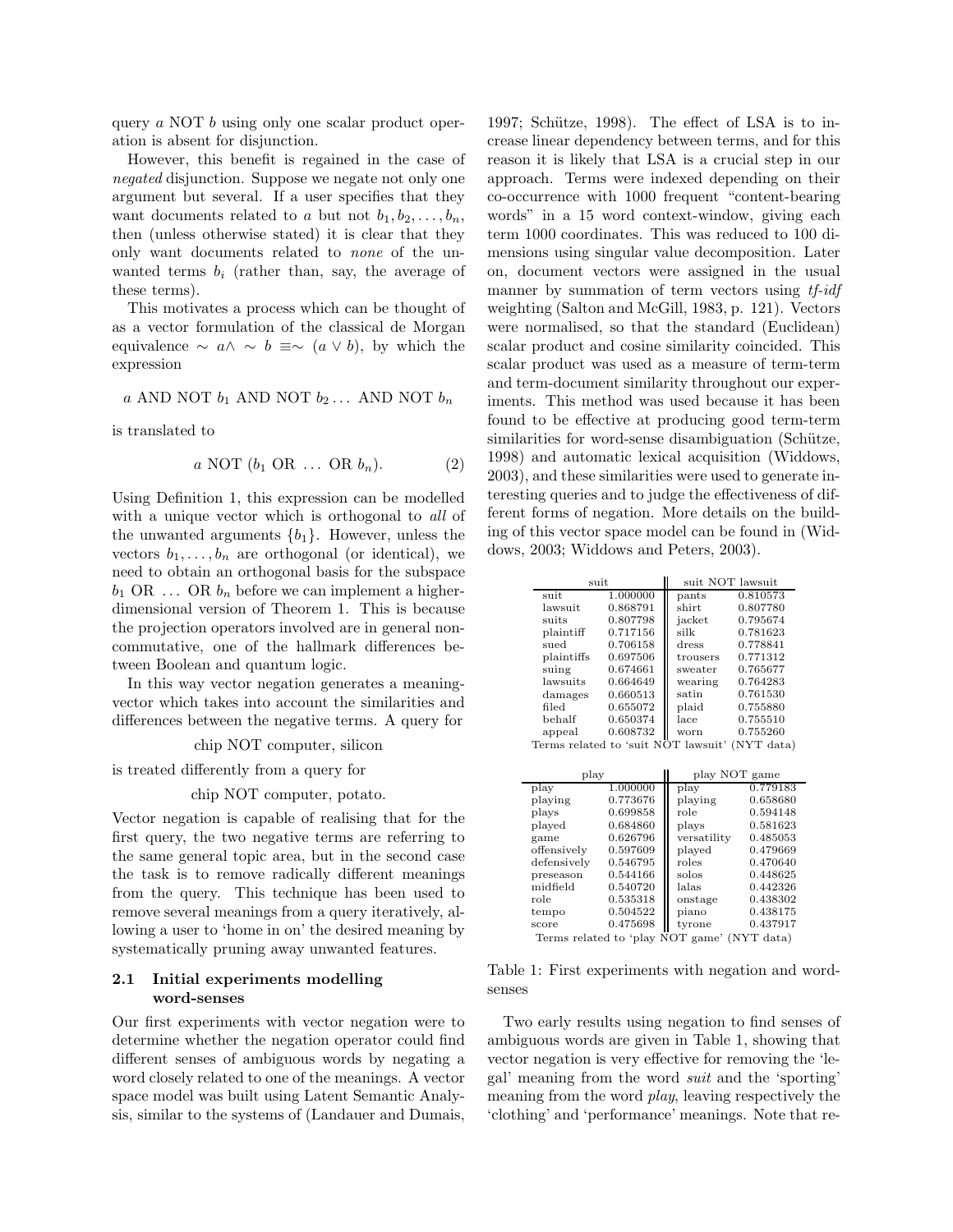query $a$ NOT $b$ using only one scalar product operation is absent for disjunction.

However, this benefit is regained in the case of *negated* disjunction. Suppose we negate not only one argument but several. If a user specifies that they want documents related to $a$ but not $b_1, b_2, \ldots, b_n$, then (unless otherwise stated) it is clear that they only want documents related to *none* of the unwanted terms $b_i$ (rather than, say, the average of these terms).

This motivates a process which can be thought of as a vector formulation of the classical de Morgan equivalence $\sim a \wedge \sim b \equiv \sim (a \vee b)$, by which the expression

$a$ AND NOT $b_1$ AND NOT $b_2 \ldots$ AND NOT $b_n$

is translated to

$$a \text{ NOT } (b_1 \text{ OR } \ldots \text{ OR } b_n). \quad (2)$$

Using Definition 1, this expression can be modelled with a unique vector which is orthogonal to *all* of the unwanted arguments $\{b_1\}$. However, unless the vectors $b_1, \ldots, b_n$ are orthogonal (or identical), we need to obtain an orthogonal basis for the subspace $b_1$ OR $\ldots$ OR $b_n$ before we can implement a higher-dimensional version of Theorem 1. This is because the projection operators involved are in general non-commutative, one of the hallmark differences between Boolean and quantum logic.

In this way vector negation generates a meaning-vector which takes into account the similarities and differences between the negative terms. A query for

chip NOT computer, silicon

is treated differently from a query for

chip NOT computer, potato.

Vector negation is capable of realising that for the first query, the two negative terms are referring to the same general topic area, but in the second case the task is to remove radically different meanings from the query. This technique has been used to remove several meanings from a query iteratively, allowing a user to 'home in on' the desired meaning by systematically pruning away unwanted features.

### 2.1 Initial experiments modelling word-senses

Our first experiments with vector negation were to determine whether the negation operator could find different senses of ambiguous words by negating a word closely related to one of the meanings. A vector space model was built using Latent Semantic Analysis, similar to the systems of (Landauer and Dumais, 1997; Schütze, 1998). The effect of LSA is to increase linear dependency between terms, and for this reason it is likely that LSA is a crucial step in our approach. Terms were indexed depending on their co-occurrence with 1000 frequent "content-bearing words" in a 15 word context-window, giving each term 1000 coordinates. This was reduced to 100 dimensions using singular value decomposition. Later on, document vectors were assigned in the usual manner by summation of term vectors using *tf-idf* weighting (Salton and McGill, 1983, p. 121). Vectors were normalised, so that the standard (Euclidean) scalar product and cosine similarity coincided. This scalar product was used as a measure of term-term and term-document similarity throughout our experiments. This method was used because it has been found to be effective at producing good term-term similarities for word-sense disambiguation (Schütze, 1998) and automatic lexical acquisition (Widdows, 2003), and these similarities were used to generate interesting queries and to judge the effectiveness of different forms of negation. More details on the building of this vector space model can be found in (Widdows, 2003; Widdows and Peters, 2003).

| suit | | suit NOT lawsuit | |
|---|---|---|---|
| suit | 1.000000 | pants | 0.810573 |
| lawsuit | 0.868791 | shirt | 0.807780 |
| suits | 0.807798 | jacket | 0.795674 |
| plaintiff | 0.717156 | silk | 0.781623 |
| sued | 0.706158 | dress | 0.778841 |
| plaintiffs | 0.697506 | trousers | 0.771312 |
| suing | 0.674661 | sweater | 0.765677 |
| lawsuits | 0.664649 | wearing | 0.764283 |
| damages | 0.660513 | satin | 0.761530 |
| filed | 0.655072 | plaid | 0.755880 |
| behalf | 0.650374 | lace | 0.755510 |
| appeal | 0.608732 | worn | 0.755260 |

Terms related to 'suit NOT lawsuit' (NYT data)

| play | | play NOT game | |
|---|---|---|---|
| play | 1.000000 | play | 0.779183 |
| playing | 0.773676 | playing | 0.658680 |
| plays | 0.699858 | role | 0.594148 |
| played | 0.684860 | plays | 0.581623 |
| game | 0.626796 | versatility | 0.485053 |
| offensively | 0.597609 | played | 0.479669 |
| defensively | 0.546795 | roles | 0.470640 |
| preseason | 0.544166 | solos | 0.448625 |
| midfield | 0.540720 | lalas | 0.442326 |
| role | 0.535318 | onstage | 0.438302 |
| tempo | 0.504522 | piano | 0.438175 |
| score | 0.475698 | tyrone | 0.437917 |

Terms related to 'play NOT game' (NYT data)

Table 1: First experiments with negation and word-senses

Two early results using negation to find senses of ambiguous words are given in Table 1, showing that vector negation is very effective for removing the 'legal' meaning from the word *suit* and the 'sporting' meaning from the word *play*, leaving respectively the 'clothing' and 'performance' meanings. Note that re-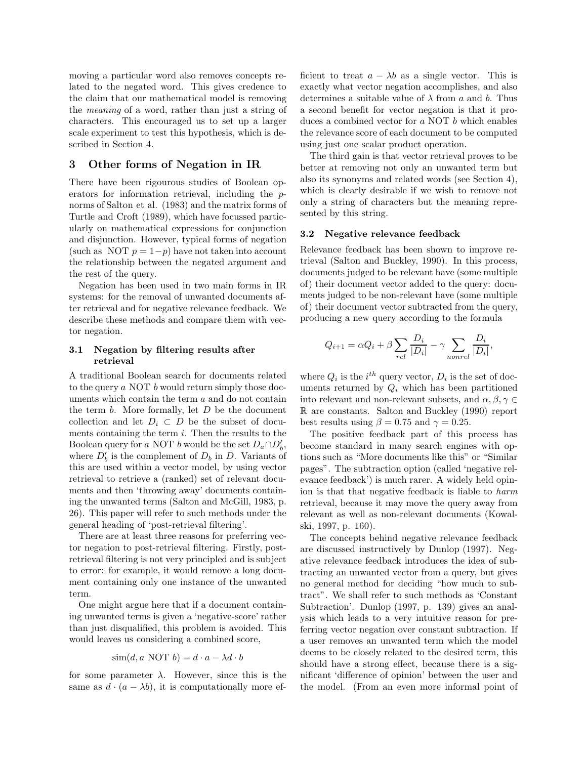moving a particular word also removes concepts related to the negated word. This gives credence to the claim that our mathematical model is removing the *meaning* of a word, rather than just a string of characters. This encouraged us to set up a larger scale experiment to test this hypothesis, which is described in Section 4.

## 3 Other forms of Negation in IR

There have been rigourous studies of Boolean operators for information retrieval, including the $p$-norms of Salton et al. (1983) and the matrix forms of Turtle and Croft (1989), which have focussed particularly on mathematical expressions for conjunction and disjunction. However, typical forms of negation (such as NOT $p = 1-p$) have not taken into account the relationship between the negated argument and the rest of the query.

Negation has been used in two main forms in IR systems: for the removal of unwanted documents after retrieval and for negative relevance feedback. We describe these methods and compare them with vector negation.

### 3.1 Negation by filtering results after retrieval

A traditional Boolean search for documents related to the query $a$ NOT $b$ would return simply those documents which contain the term $a$ and do not contain the term $b$. More formally, let $D$ be the document collection and let $D_i \subset D$ be the subset of documents containing the term $i$. Then the results to the Boolean query for $a$ NOT $b$ would be the set $D_a \cap D'_b$, where $D'_b$ is the complement of $D_b$ in $D$. Variants of this are used within a vector model, by using vector retrieval to retrieve a (ranked) set of relevant documents and then 'throwing away' documents containing the unwanted terms (Salton and McGill, 1983, p. 26). This paper will refer to such methods under the general heading of 'post-retrieval filtering'.

There are at least three reasons for preferring vector negation to post-retrieval filtering. Firstly, post-retrieval filtering is not very principled and is subject to error: for example, it would remove a long document containing only one instance of the unwanted term.

One might argue here that if a document containing unwanted terms is given a 'negative-score' rather than just disqualified, this problem is avoided. This would leaves us considering a combined score,

$$\mathrm{sim}(d, a \text{ NOT } b) = d \cdot a - \lambda d \cdot b$$

for some parameter $\lambda$. However, since this is the same as $d \cdot (a - \lambda b)$, it is computationally more efficient to treat $a - \lambda b$ as a single vector. This is exactly what vector negation accomplishes, and also determines a suitable value of $\lambda$ from $a$ and $b$. Thus a second benefit for vector negation is that it produces a combined vector for $a$ NOT $b$ which enables the relevance score of each document to be computed using just one scalar product operation.

The third gain is that vector retrieval proves to be better at removing not only an unwanted term but also its synonyms and related words (see Section 4), which is clearly desirable if we wish to remove not only a string of characters but the meaning represented by this string.

### 3.2 Negative relevance feedback

Relevance feedback has been shown to improve retrieval (Salton and Buckley, 1990). In this process, documents judged to be relevant have (some multiple of) their document vector added to the query: documents judged to be non-relevant have (some multiple of) their document vector subtracted from the query, producing a new query according to the formula

$$Q_{i+1} = \alpha Q_i + \beta \sum_{rel} \frac{D_i}{|D_i|} - \gamma \sum_{nonrel} \frac{D_i}{|D_i|},$$

where $Q_i$ is the $i^{th}$ query vector, $D_i$ is the set of documents returned by $Q_i$ which has been partitioned into relevant and non-relevant subsets, and $\alpha, \beta, \gamma \in \mathbb{R}$ are constants. Salton and Buckley (1990) report best results using $\beta = 0.75$ and $\gamma = 0.25$.

The positive feedback part of this process has become standard in many search engines with options such as "More documents like this" or "Similar pages". The subtraction option (called 'negative relevance feedback') is much rarer. A widely held opinion is that that negative feedback is liable to *harm* retrieval, because it may move the query away from relevant as well as non-relevant documents (Kowalski, 1997, p. 160).

The concepts behind negative relevance feedback are discussed instructively by Dunlop (1997). Negative relevance feedback introduces the idea of subtracting an unwanted vector from a query, but gives no general method for deciding "how much to subtract". We shall refer to such methods as 'Constant Subtraction'. Dunlop (1997, p. 139) gives an analysis which leads to a very intuitive reason for preferring vector negation over constant subtraction. If a user removes an unwanted term which the model deems to be closely related to the desired term, this should have a strong effect, because there is a significant 'difference of opinion' between the user and the model. (From an even more informal point of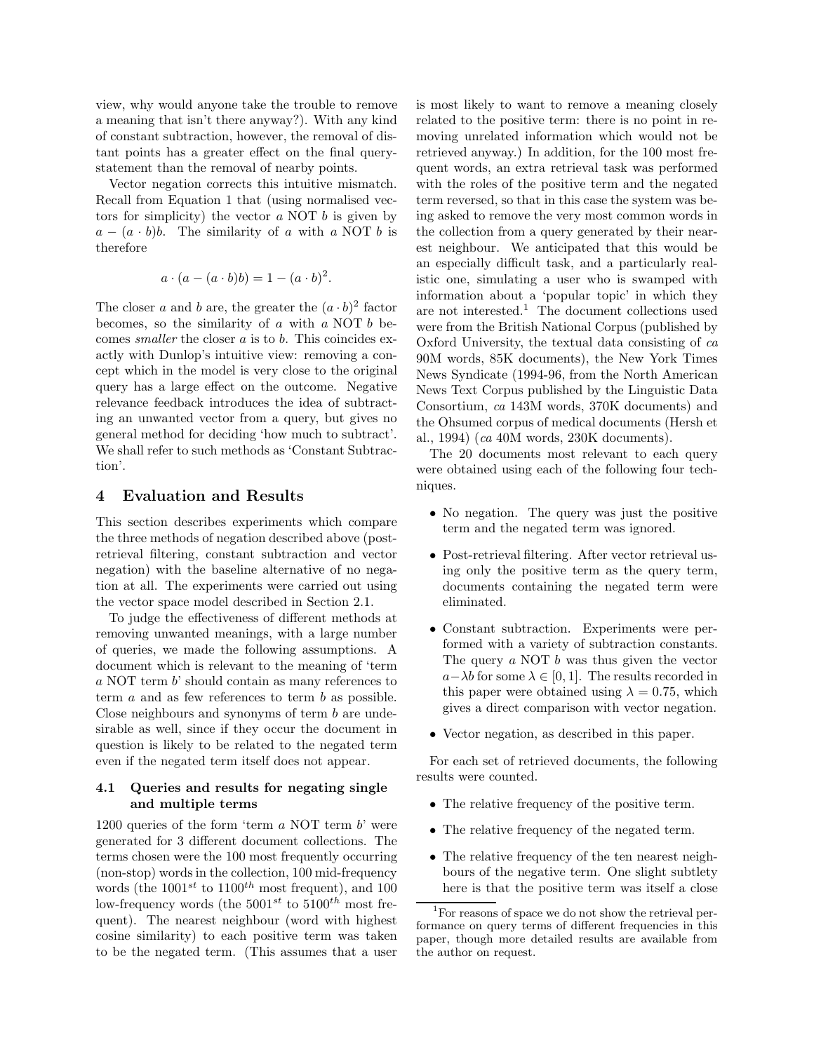view, why would anyone take the trouble to remove a meaning that isn't there anyway?). With any kind of constant subtraction, however, the removal of distant points has a greater effect on the final query-statement than the removal of nearby points.

Vector negation corrects this intuitive mismatch. Recall from Equation 1 that (using normalised vectors for simplicity) the vector $a$ NOT $b$ is given by $a - (a \cdot b)b$. The similarity of $a$ with $a$ NOT $b$ is therefore

$$a \cdot (a - (a \cdot b)b) = 1 - (a \cdot b)^2.$$

The closer $a$ and $b$ are, the greater the $(a \cdot b)^2$ factor becomes, so the similarity of $a$ with $a$ NOT $b$ becomes *smaller* the closer $a$ is to $b$. This coincides exactly with Dunlop's intuitive view: removing a concept which in the model is very close to the original query has a large effect on the outcome. Negative relevance feedback introduces the idea of subtracting an unwanted vector from a query, but gives no general method for deciding 'how much to subtract'. We shall refer to such methods as 'Constant Subtraction'.

## 4 Evaluation and Results

This section describes experiments which compare the three methods of negation described above (post-retrieval filtering, constant subtraction and vector negation) with the baseline alternative of no negation at all. The experiments were carried out using the vector space model described in Section 2.1.

To judge the effectiveness of different methods at removing unwanted meanings, with a large number of queries, we made the following assumptions. A document which is relevant to the meaning of 'term $a$ NOT term $b$' should contain as many references to term $a$ and as few references to term $b$ as possible. Close neighbours and synonyms of term $b$ are undesirable as well, since if they occur the document in question is likely to be related to the negated term even if the negated term itself does not appear.

### 4.1 Queries and results for negating single and multiple terms

1200 queries of the form 'term $a$ NOT term $b$' were generated for 3 different document collections. The terms chosen were the 100 most frequently occurring (non-stop) words in the collection, 100 mid-frequency words (the $1001^{st}$ to $1100^{th}$ most frequent), and 100 low-frequency words (the $5001^{st}$ to $5100^{th}$ most frequent). The nearest neighbour (word with highest cosine similarity) to each positive term was taken to be the negated term. (This assumes that a user is most likely to want to remove a meaning closely related to the positive term: there is no point in removing unrelated information which would not be retrieved anyway.) In addition, for the 100 most frequent words, an extra retrieval task was performed with the roles of the positive term and the negated term reversed, so that in this case the system was being asked to remove the very most common words in the collection from a query generated by their nearest neighbour. We anticipated that this would be an especially difficult task, and a particularly realistic one, simulating a user who is swamped with information about a 'popular topic' in which they are not interested.[1] The document collections used were from the British National Corpus (published by Oxford University, the textual data consisting of *ca* 90M words, 85K documents), the New York Times News Syndicate (1994-96, from the North American News Text Corpus published by the Linguistic Data Consortium, *ca* 143M words, 370K documents) and the Ohsumed corpus of medical documents (Hersh et al., 1994) (*ca* 40M words, 230K documents).

The 20 documents most relevant to each query were obtained using each of the following four techniques.

- No negation. The query was just the positive term and the negated term was ignored.
- Post-retrieval filtering. After vector retrieval using only the positive term as the query term, documents containing the negated term were eliminated.
- Constant subtraction. Experiments were performed with a variety of subtraction constants. The query $a$ NOT $b$ was thus given the vector $a - \lambda b$ for some $\lambda \in [0, 1]$. The results recorded in this paper were obtained using $\lambda = 0.75$, which gives a direct comparison with vector negation.
- Vector negation, as described in this paper.

For each set of retrieved documents, the following results were counted.

- The relative frequency of the positive term.
- The relative frequency of the negated term.
- The relative frequency of the ten nearest neighbours of the negative term. One slight subtlety here is that the positive term was itself a close

[1] For reasons of space we do not show the retrieval performance on query terms of different frequencies in this paper, though more detailed results are available from the author on request.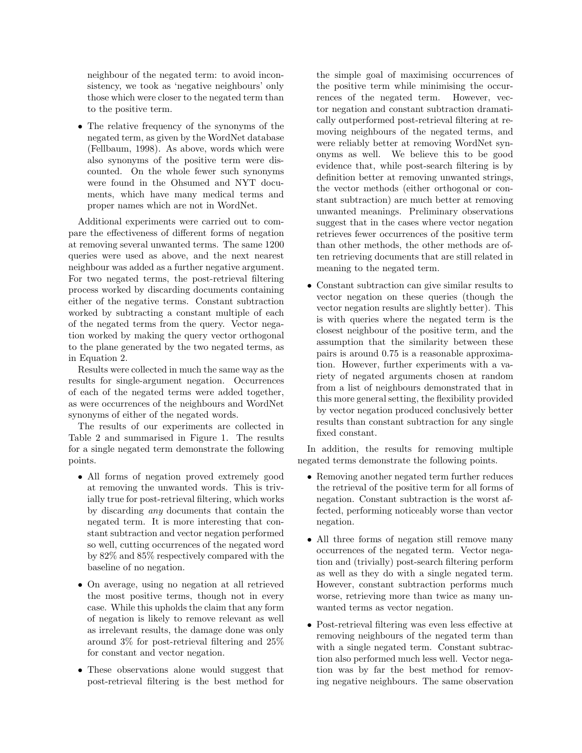neighbour of the negated term: to avoid inconsistency, we took as 'negative neighbours' only those which were closer to the negated term than to the positive term.

- The relative frequency of the synonyms of the negated term, as given by the WordNet database (Fellbaum, 1998). As above, words which were also synonyms of the positive term were discounted. On the whole fewer such synonyms were found in the Ohsumed and NYT documents, which have many medical terms and proper names which are not in WordNet.

Additional experiments were carried out to compare the effectiveness of different forms of negation at removing several unwanted terms. The same 1200 queries were used as above, and the next nearest neighbour was added as a further negative argument. For two negated terms, the post-retrieval filtering process worked by discarding documents containing either of the negative terms. Constant subtraction worked by subtracting a constant multiple of each of the negated terms from the query. Vector negation worked by making the query vector orthogonal to the plane generated by the two negated terms, as in Equation 2.

Results were collected in much the same way as the results for single-argument negation. Occurrences of each of the negated terms were added together, as were occurrences of the neighbours and WordNet synonyms of either of the negated words.

The results of our experiments are collected in Table 2 and summarised in Figure 1. The results for a single negated term demonstrate the following points.

- All forms of negation proved extremely good at removing the unwanted words. This is trivially true for post-retrieval filtering, which works by discarding *any* documents that contain the negated term. It is more interesting that constant subtraction and vector negation performed so well, cutting occurrences of the negated word by 82% and 85% respectively compared with the baseline of no negation.

- On average, using no negation at all retrieved the most positive terms, though not in every case. While this upholds the claim that any form of negation is likely to remove relevant as well as irrelevant results, the damage done was only around 3% for post-retrieval filtering and 25% for constant and vector negation.

- These observations alone would suggest that post-retrieval filtering is the best method for the simple goal of maximising occurrences of the positive term while minimising the occurrences of the negated term. However, vector negation and constant subtraction dramatically outperformed post-retrieval filtering at removing neighbours of the negated terms, and were reliably better at removing WordNet synonyms as well. We believe this to be good evidence that, while post-search filtering is by definition better at removing unwanted strings, the vector methods (either orthogonal or constant subtraction) are much better at removing unwanted meanings. Preliminary observations suggest that in the cases where vector negation retrieves fewer occurrences of the positive term than other methods, the other methods are often retrieving documents that are still related in meaning to the negated term.

- Constant subtraction can give similar results to vector negation on these queries (though the vector negation results are slightly better). This is with queries where the negated term is the closest neighbour of the positive term, and the assumption that the similarity between these pairs is around 0.75 is a reasonable approximation. However, further experiments with a variety of negated arguments chosen at random from a list of neighbours demonstrated that in this more general setting, the flexibility provided by vector negation produced conclusively better results than constant subtraction for any single fixed constant.

In addition, the results for removing multiple negated terms demonstrate the following points.

- Removing another negated term further reduces the retrieval of the positive term for all forms of negation. Constant subtraction is the worst affected, performing noticeably worse than vector negation.

- All three forms of negation still remove many occurrences of the negated term. Vector negation and (trivially) post-search filtering perform as well as they do with a single negated term. However, constant subtraction performs much worse, retrieving more than twice as many unwanted terms as vector negation.

- Post-retrieval filtering was even less effective at removing neighbours of the negated term than with a single negated term. Constant subtraction also performed much less well. Vector negation was by far the best method for removing negative neighbours. The same observation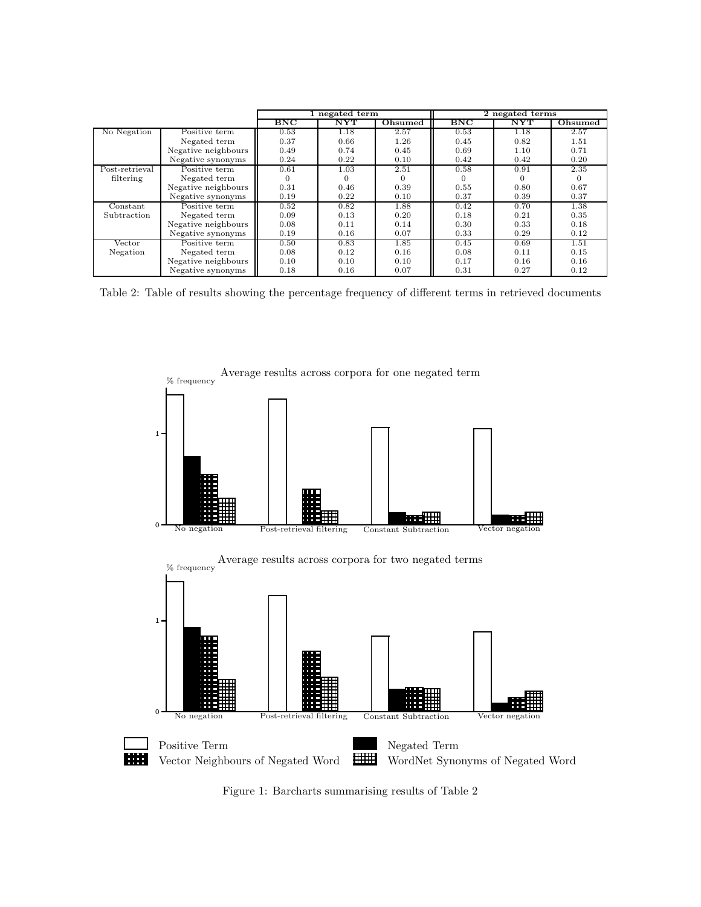| | | 1 negated term | | | 2 negated terms | | |
|---|---|---|---|---|---|---|---|
| | | **BNC** | **NYT** | **Ohsumed** | **BNC** | **NYT** | **Ohsumed** |
| No Negation | Positive term | 0.53 | 1.18 | 2.57 | 0.53 | 1.18 | 2.57 |
| | Negated term | 0.37 | 0.66 | 1.26 | 0.45 | 0.82 | 1.51 |
| | Negative neighbours | 0.49 | 0.74 | 0.45 | 0.69 | 1.10 | 0.71 |
| | Negative synonyms | 0.24 | 0.22 | 0.10 | 0.42 | 0.42 | 0.20 |
| Post-retrieval filtering | Positive term | 0.61 | 1.03 | 2.51 | 0.58 | 0.91 | 2.35 |
| | Negated term | 0 | 0 | 0 | 0 | 0 | 0 |
| | Negative neighbours | 0.31 | 0.46 | 0.39 | 0.55 | 0.80 | 0.67 |
| | Negative synonyms | 0.19 | 0.22 | 0.10 | 0.37 | 0.39 | 0.37 |
| Constant Subtraction | Positive term | 0.52 | 0.82 | 1.88 | 0.42 | 0.70 | 1.38 |
| | Negated term | 0.09 | 0.13 | 0.20 | 0.18 | 0.21 | 0.35 |
| | Negative neighbours | 0.08 | 0.11 | 0.14 | 0.30 | 0.33 | 0.18 |
| | Negative synonyms | 0.19 | 0.16 | 0.07 | 0.33 | 0.29 | 0.12 |
| Vector Negation | Positive term | 0.50 | 0.83 | 1.85 | 0.45 | 0.69 | 1.51 |
| | Negated term | 0.08 | 0.12 | 0.16 | 0.08 | 0.11 | 0.15 |
| | Negative neighbours | 0.10 | 0.10 | 0.10 | 0.17 | 0.16 | 0.16 |
| | Negative synonyms | 0.18 | 0.16 | 0.07 | 0.31 | 0.27 | 0.12 |

Table 2: Table of results showing the percentage frequency of different terms in retrieved documents

Figure 1: Barcharts summarising results of Table 2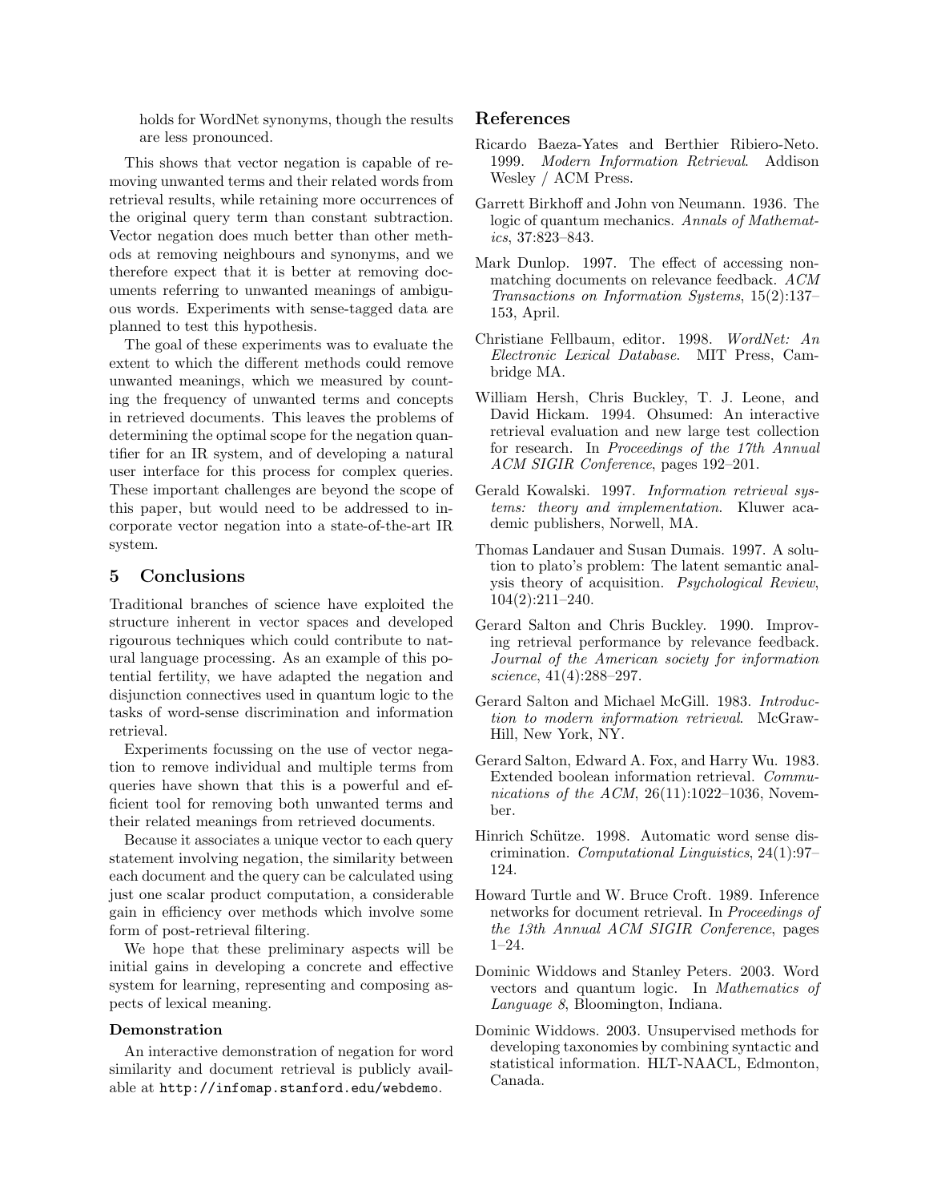holds for WordNet synonyms, though the results are less pronounced.

This shows that vector negation is capable of removing unwanted terms and their related words from retrieval results, while retaining more occurrences of the original query term than constant subtraction. Vector negation does much better than other methods at removing neighbours and synonyms, and we therefore expect that it is better at removing documents referring to unwanted meanings of ambiguous words. Experiments with sense-tagged data are planned to test this hypothesis.

The goal of these experiments was to evaluate the extent to which the different methods could remove unwanted meanings, which we measured by counting the frequency of unwanted terms and concepts in retrieved documents. This leaves the problems of determining the optimal scope for the negation quantifier for an IR system, and of developing a natural user interface for this process for complex queries. These important challenges are beyond the scope of this paper, but would need to be addressed to incorporate vector negation into a state-of-the-art IR system.

## 5 Conclusions

Traditional branches of science have exploited the structure inherent in vector spaces and developed rigourous techniques which could contribute to natural language processing. As an example of this potential fertility, we have adapted the negation and disjunction connectives used in quantum logic to the tasks of word-sense discrimination and information retrieval.

Experiments focussing on the use of vector negation to remove individual and multiple terms from queries have shown that this is a powerful and efficient tool for removing both unwanted terms and their related meanings from retrieved documents.

Because it associates a unique vector to each query statement involving negation, the similarity between each document and the query can be calculated using just one scalar product computation, a considerable gain in efficiency over methods which involve some form of post-retrieval filtering.

We hope that these preliminary aspects will be initial gains in developing a concrete and effective system for learning, representing and composing aspects of lexical meaning.

### Demonstration

An interactive demonstration of negation for word similarity and document retrieval is publicly available at `http://infomap.stanford.edu/webdemo`.

## References

Ricardo Baeza-Yates and Berthier Ribiero-Neto. 1999. *Modern Information Retrieval*. Addison Wesley / ACM Press.

Garrett Birkhoff and John von Neumann. 1936. The logic of quantum mechanics. *Annals of Mathematics*, 37:823–843.

Mark Dunlop. 1997. The effect of accessing nonmatching documents on relevance feedback. *ACM Transactions on Information Systems*, 15(2):137–153, April.

Christiane Fellbaum, editor. 1998. *WordNet: An Electronic Lexical Database*. MIT Press, Cambridge MA.

William Hersh, Chris Buckley, T. J. Leone, and David Hickam. 1994. Ohsumed: An interactive retrieval evaluation and new large test collection for research. In *Proceedings of the 17th Annual ACM SIGIR Conference*, pages 192–201.

Gerald Kowalski. 1997. *Information retrieval systems: theory and implementation*. Kluwer academic publishers, Norwell, MA.

Thomas Landauer and Susan Dumais. 1997. A solution to plato's problem: The latent semantic analysis theory of acquisition. *Psychological Review*, 104(2):211–240.

Gerard Salton and Chris Buckley. 1990. Improving retrieval performance by relevance feedback. *Journal of the American society for information science*, 41(4):288–297.

Gerard Salton and Michael McGill. 1983. *Introduction to modern information retrieval*. McGraw-Hill, New York, NY.

Gerard Salton, Edward A. Fox, and Harry Wu. 1983. Extended boolean information retrieval. *Communications of the ACM*, 26(11):1022–1036, November.

Hinrich Schütze. 1998. Automatic word sense discrimination. *Computational Linguistics*, 24(1):97–124.

Howard Turtle and W. Bruce Croft. 1989. Inference networks for document retrieval. In *Proceedings of the 13th Annual ACM SIGIR Conference*, pages 1–24.

Dominic Widdows and Stanley Peters. 2003. Word vectors and quantum logic. In *Mathematics of Language 8*, Bloomington, Indiana.

Dominic Widdows. 2003. Unsupervised methods for developing taxonomies by combining syntactic and statistical information. HLT-NAACL, Edmonton, Canada.